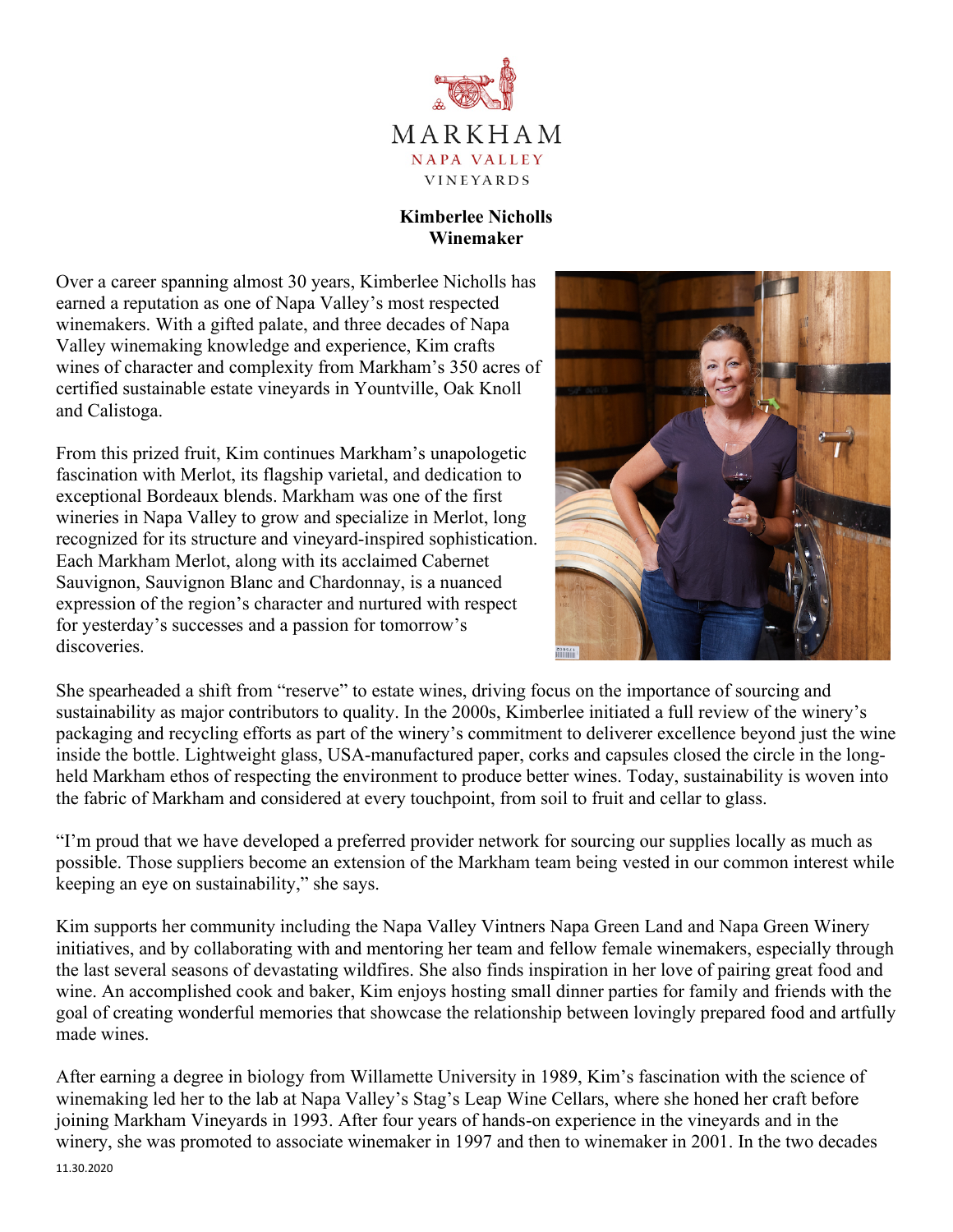MARKHAM
NAPA VALLEY
VINEYARDS

**Kimberlee Nicholls**
**Winemaker**

Over a career spanning almost 30 years, Kimberlee Nicholls has earned a reputation as one of Napa Valley's most respected winemakers. With a gifted palate, and three decades of Napa Valley winemaking knowledge and experience, Kim crafts wines of character and complexity from Markham's 350 acres of certified sustainable estate vineyards in Yountville, Oak Knoll and Calistoga.

From this prized fruit, Kim continues Markham's unapologetic fascination with Merlot, its flagship varietal, and dedication to exceptional Bordeaux blends. Markham was one of the first wineries in Napa Valley to grow and specialize in Merlot, long recognized for its structure and vineyard-inspired sophistication. Each Markham Merlot, along with its acclaimed Cabernet Sauvignon, Sauvignon Blanc and Chardonnay, is a nuanced expression of the region's character and nurtured with respect for yesterday's successes and a passion for tomorrow's discoveries.

She spearheaded a shift from "reserve" to estate wines, driving focus on the importance of sourcing and sustainability as major contributors to quality. In the 2000s, Kimberlee initiated a full review of the winery's packaging and recycling efforts as part of the winery's commitment to deliverer excellence beyond just the wine inside the bottle. Lightweight glass, USA-manufactured paper, corks and capsules closed the circle in the long-held Markham ethos of respecting the environment to produce better wines. Today, sustainability is woven into the fabric of Markham and considered at every touchpoint, from soil to fruit and cellar to glass.

"I'm proud that we have developed a preferred provider network for sourcing our supplies locally as much as possible. Those suppliers become an extension of the Markham team being vested in our common interest while keeping an eye on sustainability," she says.

Kim supports her community including the Napa Valley Vintners Napa Green Land and Napa Green Winery initiatives, and by collaborating with and mentoring her team and fellow female winemakers, especially through the last several seasons of devastating wildfires. She also finds inspiration in her love of pairing great food and wine. An accomplished cook and baker, Kim enjoys hosting small dinner parties for family and friends with the goal of creating wonderful memories that showcase the relationship between lovingly prepared food and artfully made wines.

After earning a degree in biology from Willamette University in 1989, Kim's fascination with the science of winemaking led her to the lab at Napa Valley's Stag's Leap Wine Cellars, where she honed her craft before joining Markham Vineyards in 1993. After four years of hands-on experience in the vineyards and in the winery, she was promoted to associate winemaker in 1997 and then to winemaker in 2001. In the two decades

11.30.2020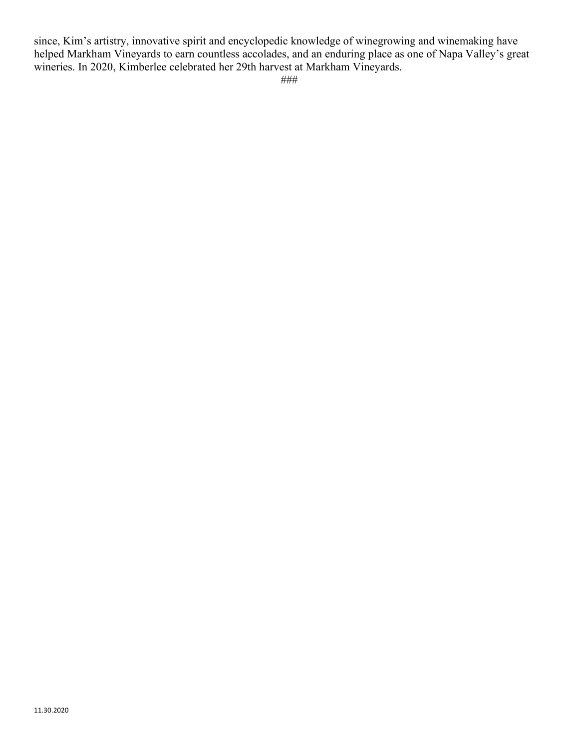since, Kim's artistry, innovative spirit and encyclopedic knowledge of winegrowing and winemaking have helped Markham Vineyards to earn countless accolades, and an enduring place as one of Napa Valley's great wineries. In 2020, Kimberlee celebrated her 29th harvest at Markham Vineyards.

###